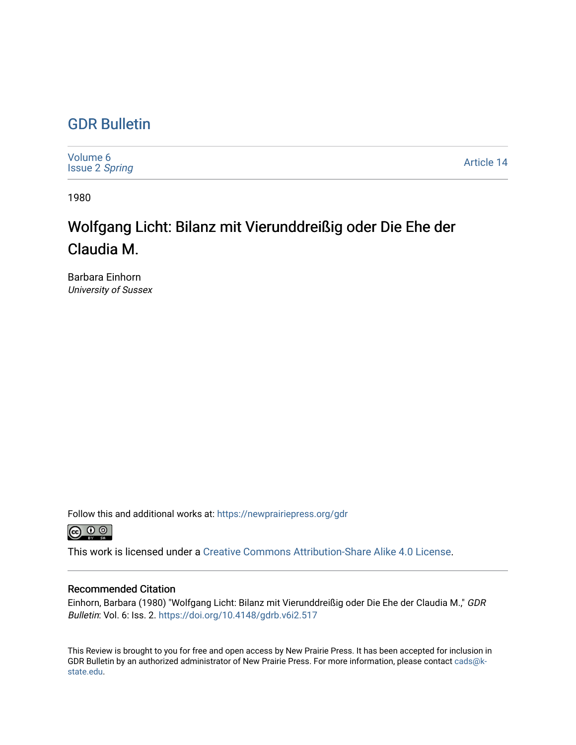# GDR Bulletin

Volume 6
Issue 2 *Spring*

Article 14

1980

## Wolfgang Licht: Bilanz mit Vierunddreißig oder Die Ehe der Claudia M.

Barbara Einhorn
*University of Sussex*

Follow this and additional works at: https://newprairiepress.org/gdr

This work is licensed under a Creative Commons Attribution-Share Alike 4.0 License.

### Recommended Citation

Einhorn, Barbara (1980) "Wolfgang Licht: Bilanz mit Vierunddreißig oder Die Ehe der Claudia M.," *GDR Bulletin*: Vol. 6: Iss. 2. https://doi.org/10.4148/gdrb.v6i2.517

This Review is brought to you for free and open access by New Prairie Press. It has been accepted for inclusion in GDR Bulletin by an authorized administrator of New Prairie Press. For more information, please contact cads@k-state.edu.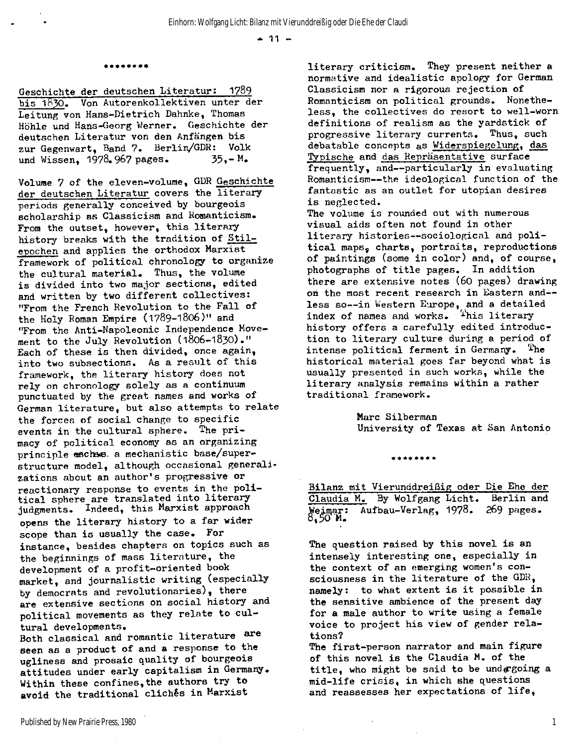\*\*\*\*\*\*\*\*

Geschichte der deutschen Literatur: 1789 bis 1830. Von Autorenkollektiven unter der Leitung von Hans-Dietrich Dahnke, Thomas Höhle und Hans-Georg Werner. Geschichte der deutschen Literatur von den Anfängen bis zur Gegenwart, Band 7. Berlin/GDR: Volk und Wissen, 1978. 967 pages. 35,- M.

Volume 7 of the eleven-volume, GDR Geschichte der deutschen Literatur covers the literary periods generally conceived by bourgeois scholarship as Classicism and Romanticism. From the outset, however, this literary history breaks with the tradition of Stilepochen and applies the orthodox Marxist framework of political chronology to organize the cultural material. Thus, the volume is divided into two major sections, edited and written by two different collectives: "From the French Revolution to the Fall of the Holy Roman Empire (1789-1806)" and "From the Anti-Napoleonic Independence Movement to the July Revolution (1806-1830)." Each of these is then divided, once again, into two subsections. As a result of this framework, the literary history does not rely on chronology solely as a continuum punctuated by the great names and works of German literature, but also attempts to relate the forces of social change to specific events in the cultural sphere. The primacy of political economy as an organizing principle eschews a mechanistic base/superstructure model, although occasional generalizations about an author's progressive or reactionary response to events in the political sphere are translated into literary judgments. Indeed, this Marxist approach opens the literary history to a far wider scope than is usually the case. For instance, besides chapters on topics such as the beginnings of mass literature, the development of a profit-oriented book market, and journalistic writing (especially by democrats and revolutionaries), there are extensive sections on social history and political movements as they relate to cultural developments.

Both classical and romantic literature are seen as a product of and a response to the ugliness and prosaic quality of bourgeois attitudes under early capitalism in Germany. Within these confines, the authors try to avoid the traditional clichés in Marxist literary criticism. They present neither a normative and idealistic apology for German Classicism nor a rigorous rejection of Romanticism on political grounds. Nonetheless, the collectives do resort to well-worn definitions of realism as the yardstick of progressive literary currents. Thus, such debatable concepts as Widerspiegelung, das Typische and das Repräsentative surface frequently, and--particularly in evaluating Romanticism--the ideological function of the fantastic as an outlet for utopian desires is neglected.

The volume is rounded out with numerous visual aids often not found in other literary histories--sociological and political maps, charts, portraits, reproductions of paintings (some in color) and, of course, photographs of title pages. In addition there are extensive notes (60 pages) drawing on the most recent research in Eastern and--less so--in Western Europe, and a detailed index of names and works. This literary history offers a carefully edited introduction to literary culture during a period of intense political ferment in Germany. The historical material goes far beyond what is usually presented in such works, while the literary analysis remains within a rather traditional framework.

Marc Silberman
University of Texas at San Antonio

\*\*\*\*\*\*\*\*

Bilanz mit Vierunddreißig oder Die Ehe der Claudia M. By Wolfgang Licht. Berlin and Weimar: Aufbau-Verlag, 1978. 269 pages. 8,50 M.

The question raised by this novel is an intensely interesting one, especially in the context of an emerging women's consciousness in the literature of the GDR, namely: to what extent is it possible in the sensitive ambience of the present day for a male author to write using a female voice to project his view of gender relations?

The first-person narrator and main figure of this novel is the Claudia M. of the title, who might be said to be undergoing a mid-life crisis, in which she questions and reassesses her expectations of life,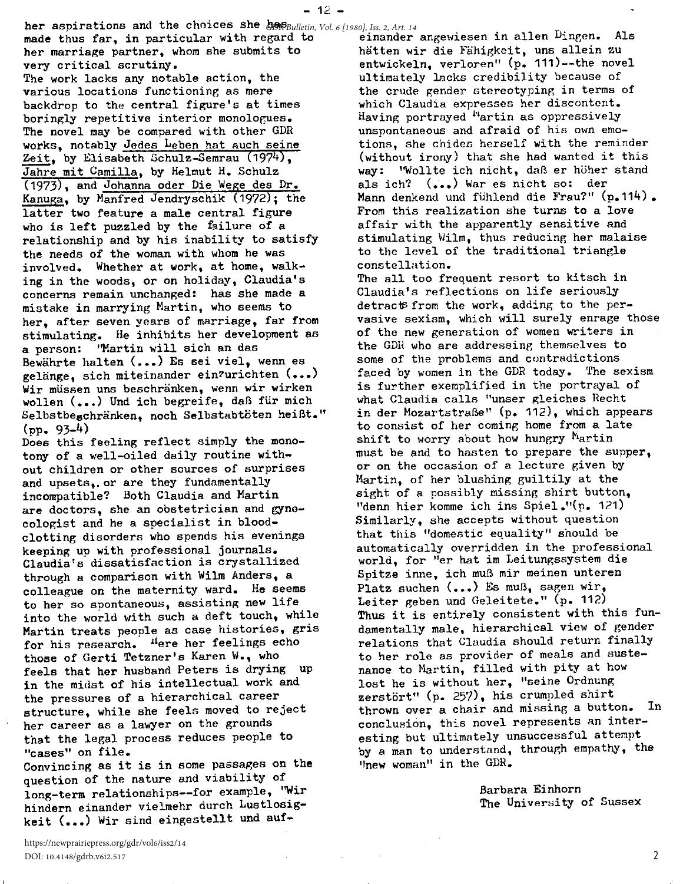her aspirations and the choices she has made thus far, in particular with regard to her marriage partner, whom she submits to very critical scrutiny.

The work lacks any notable action, the various locations functioning as mere backdrop to the central figure's at times boringly repetitive interior monologues. The novel may be compared with other GDR works, notably Jedes Leben hat auch seine Zeit, by Elisabeth Schulz-Semrau (1974), Jahre mit Camilla, by Helmut H. Schulz (1973), and Johanna oder Die Wege des Dr. Kanuga, by Manfred Jendryschik (1972); the latter two feature a male central figure who is left puzzled by the failure of a relationship and by his inability to satisfy the needs of the woman with whom he was involved. Whether at work, at home, walking in the woods, or on holiday, Claudia's concerns remain unchanged: has she made a mistake in marrying Martin, who seems to her, after seven years of marriage, far from stimulating. He inhibits her development as a person: "Martin will sich an das Bewährte halten (...) Es sei viel, wenn es gelänge, sich miteinander einzurichten (...) Wir müssen uns beschränken, wenn wir wirken wollen (...) Und ich begreife, daß für mich Selbstbeschränken, noch Selbstabtöten heißt." (pp. 93-4)

Does this feeling reflect simply the monotony of a well-oiled daily routine without children or other sources of surprises and upsets, or are they fundamentally incompatible? Both Claudia and Martin are doctors, she an obstetrician and gynecologist and he a specialist in blood-clotting disorders who spends his evenings keeping up with professional journals. Claudia's dissatisfaction is crystallized through a comparison with Wilm Anders, a colleague on the maternity ward. He seems to her so spontaneous, assisting new life into the world with such a deft touch, while Martin treats people as case histories, gris for his research. Here her feelings echo those of Gerti Tetzner's Karen W., who feels that her husband Peters is drying up in the midst of his intellectual work and the pressures of a hierarchical career structure, while she feels moved to reject her career as a lawyer on the grounds that the legal process reduces people to "cases" on file.

Convincing as it is in some passages on the question of the nature and viability of long-term relationships--for example, "Wir hindern einander vielmehr durch Lustlosigkeit (...) Wir sind eingestellt und aufeinander angewiesen in allen Dingen. Als hätten wir die Fähigkeit, uns allein zu entwickeln, verloren" (p. 111)--the novel ultimately lacks credibility because of the crude gender stereotyping in terms of which Claudia expresses her discontent. Having portrayed Martin as oppressively unspontaneous and afraid of his own emotions, she chides herself with the reminder (without irony) that she had wanted it this way: "Wollte ich nicht, daß er höher stand als ich? (...) War es nicht so: der Mann denkend und fühlend die Frau?" (p.114). From this realization she turns to a love affair with the apparently sensitive and stimulating Wilm, thus reducing her malaise to the level of the traditional triangle constellation.

The all too frequent resort to kitsch in Claudia's reflections on life seriously detracts from the work, adding to the pervasive sexism, which will surely enrage those of the new generation of women writers in the GDR who are addressing themselves to some of the problems and contradictions faced by women in the GDR today. The sexism is further exemplified in the portrayal of what Claudia calls "unser gleiches Recht in der Mozartstraße" (p. 112), which appears to consist of her coming home from a late shift to worry about how hungry Martin must be and to hasten to prepare the supper, or on the occasion of a lecture given by Martin, of her blushing guiltily at the sight of a possibly missing shirt button, "denn hier komme ich ins Spiel."(p. 121) Similarly, she accepts without question that this "domestic equality" should be automatically overridden in the professional world, for "er hat im Leitungssystem die Spitze inne, ich muß mir meinen unteren Platz suchen (...) Es muß, sagen wir, Leiter geben und Geleitete." (p. 112) Thus it is entirely consistent with this fundamentally male, hierarchical view of gender relations that Claudia should return finally to her role as provider of meals and sustenance to Martin, filled with pity at how lost he is without her, "seine Ordnung zerstört" (p. 257), his crumpled shirt thrown over a chair and missing a button. In conclusion, this novel represents an interesting but ultimately unsuccessful attempt by a man to understand, through empathy, the "new woman" in the GDR.

Barbara Einhorn
The University of Sussex